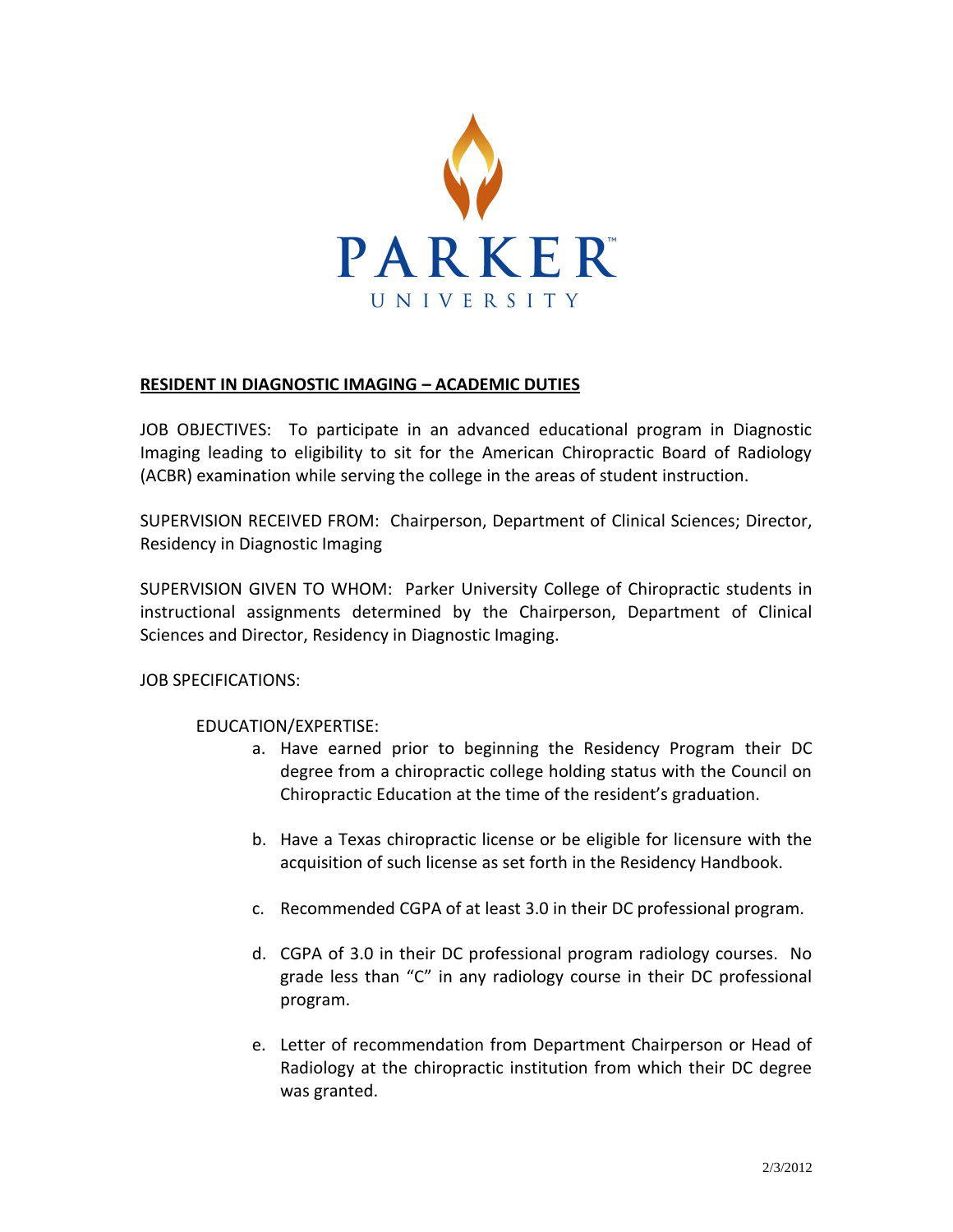PARKER™
UNIVERSITY

## RESIDENT IN DIAGNOSTIC IMAGING – ACADEMIC DUTIES

JOB OBJECTIVES: To participate in an advanced educational program in Diagnostic Imaging leading to eligibility to sit for the American Chiropractic Board of Radiology (ACBR) examination while serving the college in the areas of student instruction.

SUPERVISION RECEIVED FROM: Chairperson, Department of Clinical Sciences; Director, Residency in Diagnostic Imaging

SUPERVISION GIVEN TO WHOM: Parker University College of Chiropractic students in instructional assignments determined by the Chairperson, Department of Clinical Sciences and Director, Residency in Diagnostic Imaging.

JOB SPECIFICATIONS:

EDUCATION/EXPERTISE:

a. Have earned prior to beginning the Residency Program their DC degree from a chiropractic college holding status with the Council on Chiropractic Education at the time of the resident's graduation.

b. Have a Texas chiropractic license or be eligible for licensure with the acquisition of such license as set forth in the Residency Handbook.

c. Recommended CGPA of at least 3.0 in their DC professional program.

d. CGPA of 3.0 in their DC professional program radiology courses. No grade less than "C" in any radiology course in their DC professional program.

e. Letter of recommendation from Department Chairperson or Head of Radiology at the chiropractic institution from which their DC degree was granted.

2/3/2012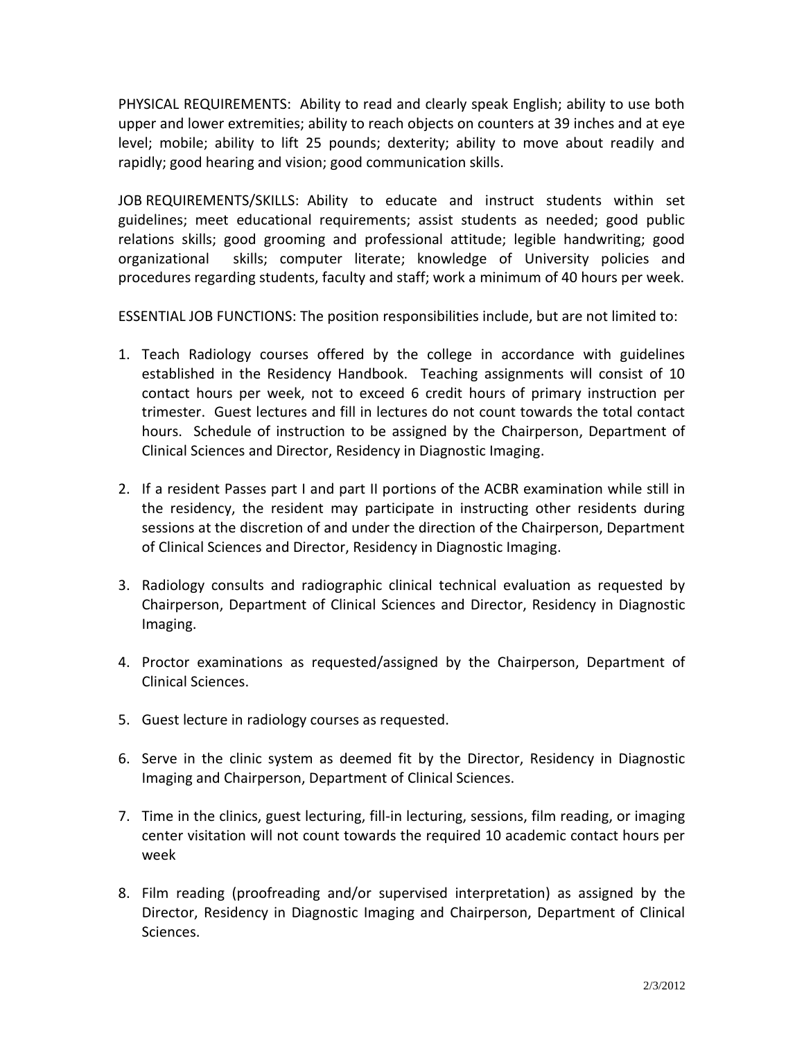PHYSICAL REQUIREMENTS: Ability to read and clearly speak English; ability to use both upper and lower extremities; ability to reach objects on counters at 39 inches and at eye level; mobile; ability to lift 25 pounds; dexterity; ability to move about readily and rapidly; good hearing and vision; good communication skills.

JOB REQUIREMENTS/SKILLS: Ability to educate and instruct students within set guidelines; meet educational requirements; assist students as needed; good public relations skills; good grooming and professional attitude; legible handwriting; good organizational skills; computer literate; knowledge of University policies and procedures regarding students, faculty and staff; work a minimum of 40 hours per week.

ESSENTIAL JOB FUNCTIONS: The position responsibilities include, but are not limited to:

1. Teach Radiology courses offered by the college in accordance with guidelines established in the Residency Handbook. Teaching assignments will consist of 10 contact hours per week, not to exceed 6 credit hours of primary instruction per trimester. Guest lectures and fill in lectures do not count towards the total contact hours. Schedule of instruction to be assigned by the Chairperson, Department of Clinical Sciences and Director, Residency in Diagnostic Imaging.

2. If a resident Passes part I and part II portions of the ACBR examination while still in the residency, the resident may participate in instructing other residents during sessions at the discretion of and under the direction of the Chairperson, Department of Clinical Sciences and Director, Residency in Diagnostic Imaging.

3. Radiology consults and radiographic clinical technical evaluation as requested by Chairperson, Department of Clinical Sciences and Director, Residency in Diagnostic Imaging.

4. Proctor examinations as requested/assigned by the Chairperson, Department of Clinical Sciences.

5. Guest lecture in radiology courses as requested.

6. Serve in the clinic system as deemed fit by the Director, Residency in Diagnostic Imaging and Chairperson, Department of Clinical Sciences.

7. Time in the clinics, guest lecturing, fill-in lecturing, sessions, film reading, or imaging center visitation will not count towards the required 10 academic contact hours per week

8. Film reading (proofreading and/or supervised interpretation) as assigned by the Director, Residency in Diagnostic Imaging and Chairperson, Department of Clinical Sciences.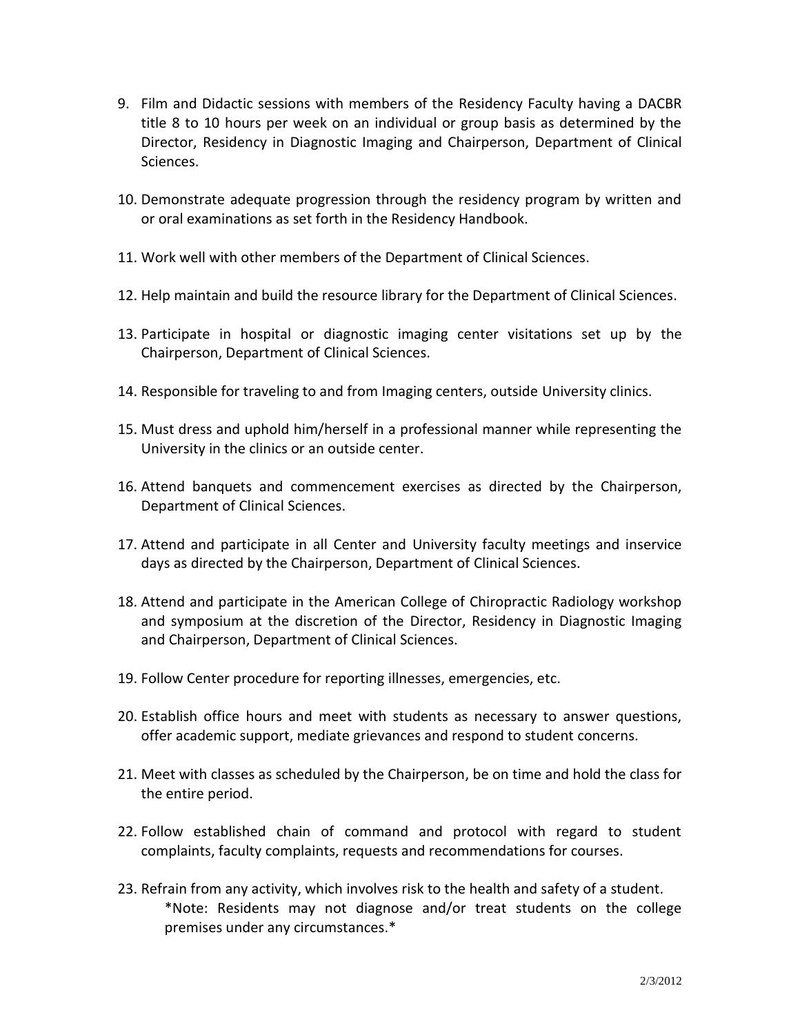9. Film and Didactic sessions with members of the Residency Faculty having a DACBR title 8 to 10 hours per week on an individual or group basis as determined by the Director, Residency in Diagnostic Imaging and Chairperson, Department of Clinical Sciences.

10. Demonstrate adequate progression through the residency program by written and or oral examinations as set forth in the Residency Handbook.

11. Work well with other members of the Department of Clinical Sciences.

12. Help maintain and build the resource library for the Department of Clinical Sciences.

13. Participate in hospital or diagnostic imaging center visitations set up by the Chairperson, Department of Clinical Sciences.

14. Responsible for traveling to and from Imaging centers, outside University clinics.

15. Must dress and uphold him/herself in a professional manner while representing the University in the clinics or an outside center.

16. Attend banquets and commencement exercises as directed by the Chairperson, Department of Clinical Sciences.

17. Attend and participate in all Center and University faculty meetings and inservice days as directed by the Chairperson, Department of Clinical Sciences.

18. Attend and participate in the American College of Chiropractic Radiology workshop and symposium at the discretion of the Director, Residency in Diagnostic Imaging and Chairperson, Department of Clinical Sciences.

19. Follow Center procedure for reporting illnesses, emergencies, etc.

20. Establish office hours and meet with students as necessary to answer questions, offer academic support, mediate grievances and respond to student concerns.

21. Meet with classes as scheduled by the Chairperson, be on time and hold the class for the entire period.

22. Follow established chain of command and protocol with regard to student complaints, faculty complaints, requests and recommendations for courses.

23. Refrain from any activity, which involves risk to the health and safety of a student.

    *Note: Residents may not diagnose and/or treat students on the college premises under any circumstances.*

2/3/2012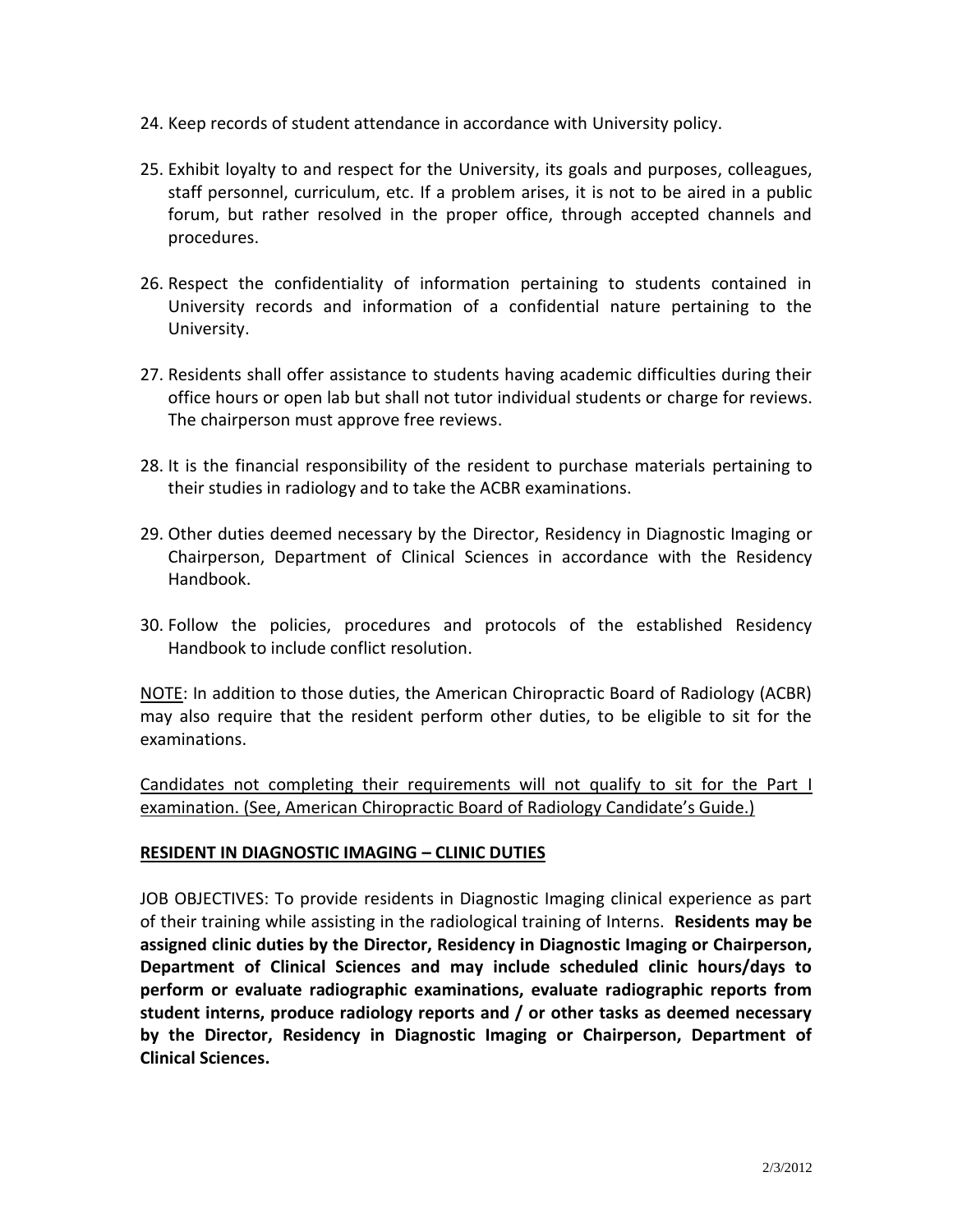24. Keep records of student attendance in accordance with University policy.

25. Exhibit loyalty to and respect for the University, its goals and purposes, colleagues, staff personnel, curriculum, etc. If a problem arises, it is not to be aired in a public forum, but rather resolved in the proper office, through accepted channels and procedures.

26. Respect the confidentiality of information pertaining to students contained in University records and information of a confidential nature pertaining to the University.

27. Residents shall offer assistance to students having academic difficulties during their office hours or open lab but shall not tutor individual students or charge for reviews. The chairperson must approve free reviews.

28. It is the financial responsibility of the resident to purchase materials pertaining to their studies in radiology and to take the ACBR examinations.

29. Other duties deemed necessary by the Director, Residency in Diagnostic Imaging or Chairperson, Department of Clinical Sciences in accordance with the Residency Handbook.

30. Follow the policies, procedures and protocols of the established Residency Handbook to include conflict resolution.

<u>NOTE</u>: In addition to those duties, the American Chiropractic Board of Radiology (ACBR) may also require that the resident perform other duties, to be eligible to sit for the examinations.

<u>Candidates not completing their requirements will not qualify to sit for the Part I examination. (See, American Chiropractic Board of Radiology Candidate's Guide.)</u>

## <u>RESIDENT IN DIAGNOSTIC IMAGING – CLINIC DUTIES</u>

JOB OBJECTIVES: To provide residents in Diagnostic Imaging clinical experience as part of their training while assisting in the radiological training of Interns. **Residents may be assigned clinic duties by the Director, Residency in Diagnostic Imaging or Chairperson, Department of Clinical Sciences and may include scheduled clinic hours/days to perform or evaluate radiographic examinations, evaluate radiographic reports from student interns, produce radiology reports and / or other tasks as deemed necessary by the Director, Residency in Diagnostic Imaging or Chairperson, Department of Clinical Sciences.**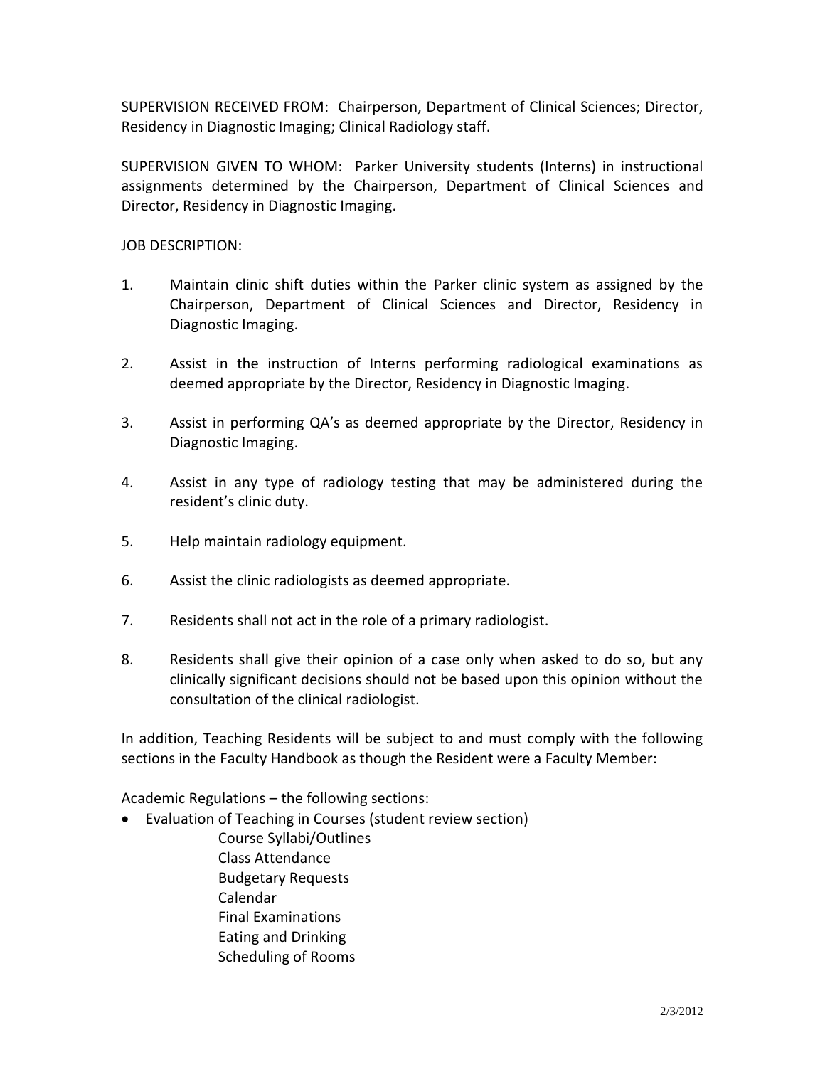SUPERVISION RECEIVED FROM: Chairperson, Department of Clinical Sciences; Director, Residency in Diagnostic Imaging; Clinical Radiology staff.

SUPERVISION GIVEN TO WHOM: Parker University students (Interns) in instructional assignments determined by the Chairperson, Department of Clinical Sciences and Director, Residency in Diagnostic Imaging.

JOB DESCRIPTION:

1. Maintain clinic shift duties within the Parker clinic system as assigned by the Chairperson, Department of Clinical Sciences and Director, Residency in Diagnostic Imaging.

2. Assist in the instruction of Interns performing radiological examinations as deemed appropriate by the Director, Residency in Diagnostic Imaging.

3. Assist in performing QA's as deemed appropriate by the Director, Residency in Diagnostic Imaging.

4. Assist in any type of radiology testing that may be administered during the resident's clinic duty.

5. Help maintain radiology equipment.

6. Assist the clinic radiologists as deemed appropriate.

7. Residents shall not act in the role of a primary radiologist.

8. Residents shall give their opinion of a case only when asked to do so, but any clinically significant decisions should not be based upon this opinion without the consultation of the clinical radiologist.

In addition, Teaching Residents will be subject to and must comply with the following sections in the Faculty Handbook as though the Resident were a Faculty Member:

Academic Regulations – the following sections:

- Evaluation of Teaching in Courses (student review section)
  - Course Syllabi/Outlines
  - Class Attendance
  - Budgetary Requests
  - Calendar
  - Final Examinations
  - Eating and Drinking
  - Scheduling of Rooms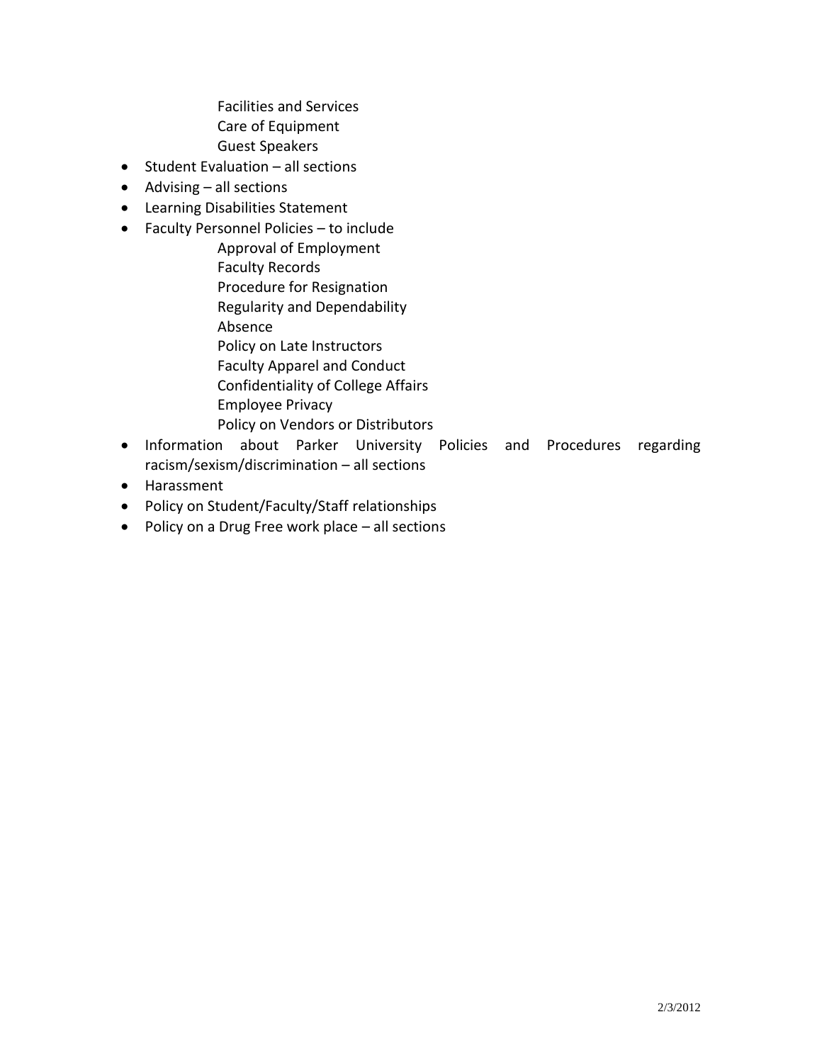Facilities and Services
    Care of Equipment
    Guest Speakers

- Student Evaluation – all sections
- Advising – all sections
- Learning Disabilities Statement
- Faculty Personnel Policies – to include
    - Approval of Employment
    - Faculty Records
    - Procedure for Resignation
    - Regularity and Dependability
    - Absence
    - Policy on Late Instructors
    - Faculty Apparel and Conduct
    - Confidentiality of College Affairs
    - Employee Privacy
    - Policy on Vendors or Distributors
- Information about Parker University Policies and Procedures regarding racism/sexism/discrimination – all sections
- Harassment
- Policy on Student/Faculty/Staff relationships
- Policy on a Drug Free work place – all sections